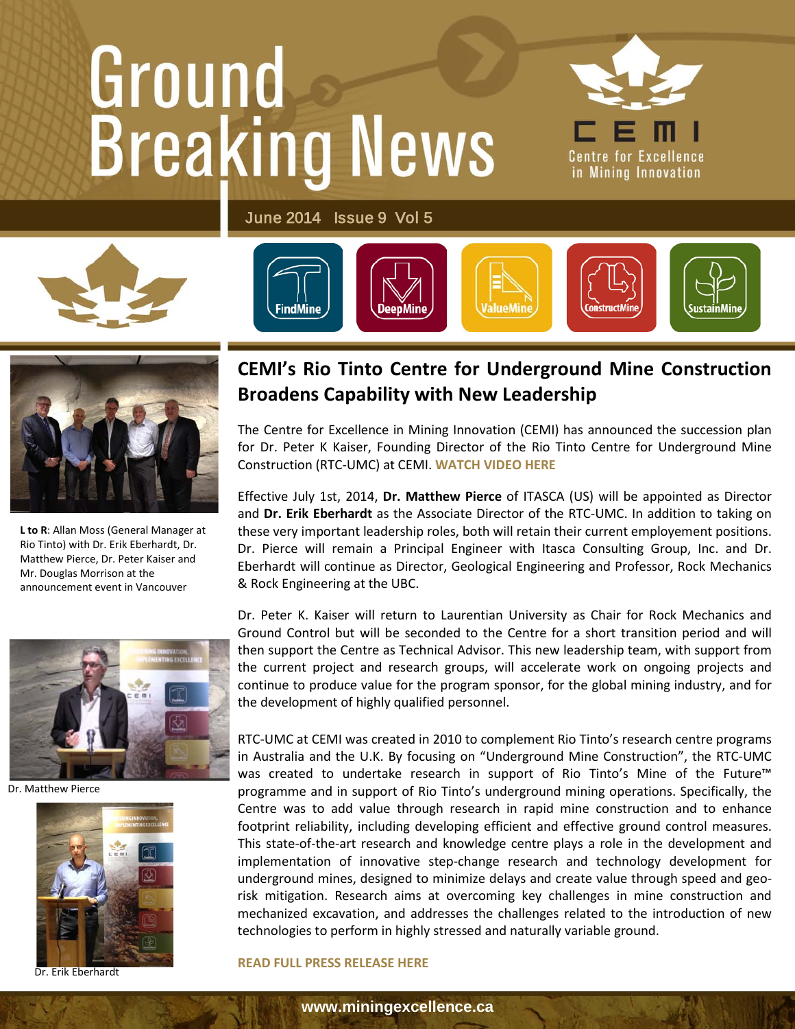# Ground Breaking News

CEMI
Centre for Excellence in Mining Innovation

June 2014 Issue 9 Vol 5

FindMine DeepMine ValueMine ConstructMine SustainMine

## CEMI's Rio Tinto Centre for Underground Mine Construction Broadens Capability with New Leadership

The Centre for Excellence in Mining Innovation (CEMI) has announced the succession plan for Dr. Peter K Kaiser, Founding Director of the Rio Tinto Centre for Underground Mine Construction (RTC-UMC) at CEMI. **WATCH VIDEO HERE**

Effective July 1st, 2014, **Dr. Matthew Pierce** of ITASCA (US) will be appointed as Director and **Dr. Erik Eberhardt** as the Associate Director of the RTC-UMC. In addition to taking on these very important leadership roles, both will retain their current employement positions. Dr. Pierce will remain a Principal Engineer with Itasca Consulting Group, Inc. and Dr. Eberhardt will continue as Director, Geological Engineering and Professor, Rock Mechanics & Rock Engineering at the UBC.

Dr. Peter K. Kaiser will return to Laurentian University as Chair for Rock Mechanics and Ground Control but will be seconded to the Centre for a short transition period and will then support the Centre as Technical Advisor. This new leadership team, with support from the current project and research groups, will accelerate work on ongoing projects and continue to produce value for the program sponsor, for the global mining industry, and for the development of highly qualified personnel.

RTC-UMC at CEMI was created in 2010 to complement Rio Tinto's research centre programs in Australia and the U.K. By focusing on "Underground Mine Construction", the RTC-UMC was created to undertake research in support of Rio Tinto's Mine of the Future™ programme and in support of Rio Tinto's underground mining operations. Specifically, the Centre was to add value through research in rapid mine construction and to enhance footprint reliability, including developing efficient and effective ground control measures. This state-of-the-art research and knowledge centre plays a role in the development and implementation of innovative step-change research and technology development for underground mines, designed to minimize delays and create value through speed and geo-risk mitigation. Research aims at overcoming key challenges in mine construction and mechanized excavation, and addresses the challenges related to the introduction of new technologies to perform in highly stressed and naturally variable ground.

**READ FULL PRESS RELEASE HERE**

**L to R**: Allan Moss (General Manager at Rio Tinto) with Dr. Erik Eberhardt, Dr. Matthew Pierce, Dr. Peter Kaiser and Mr. Douglas Morrison at the announcement event in Vancouver

Dr. Matthew Pierce

Dr. Erik Eberhardt

www.miningexcellence.ca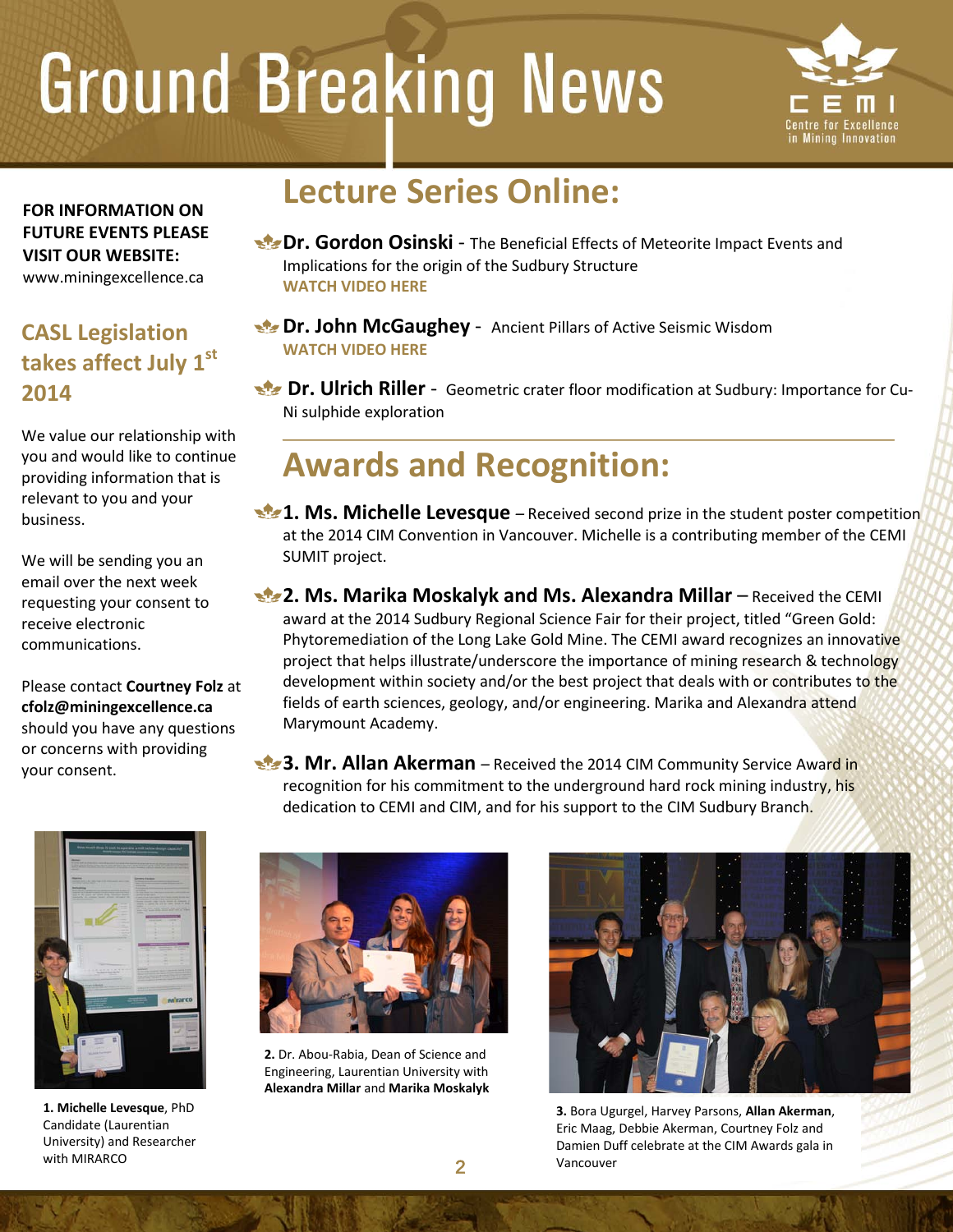# Ground Breaking News

**FOR INFORMATION ON FUTURE EVENTS PLEASE VISIT OUR WEBSITE:**
www.miningexcellence.ca

## CASL Legislation takes affect July 1st 2014

We value our relationship with you and would like to continue providing information that is relevant to you and your business.

We will be sending you an email over the next week requesting your consent to receive electronic communications.

Please contact **Courtney Folz** at **cfolz@miningexcellence.ca** should you have any questions or concerns with providing your consent.

## Lecture Series Online:

- **Dr. Gordon Osinski** - The Beneficial Effects of Meteorite Impact Events and Implications for the origin of the Sudbury Structure
  **WATCH VIDEO HERE**
- **Dr. John McGaughey** - Ancient Pillars of Active Seismic Wisdom
  **WATCH VIDEO HERE**
- **Dr. Ulrich Riller** - Geometric crater floor modification at Sudbury: Importance for Cu-Ni sulphide exploration

## Awards and Recognition:

**1. Ms. Michelle Levesque** – Received second prize in the student poster competition at the 2014 CIM Convention in Vancouver. Michelle is a contributing member of the CEMI SUMIT project.

**2. Ms. Marika Moskalyk and Ms. Alexandra Millar** – Received the CEMI award at the 2014 Sudbury Regional Science Fair for their project, titled "Green Gold: Phytoremediation of the Long Lake Gold Mine. The CEMI award recognizes an innovative project that helps illustrate/underscore the importance of mining research & technology development within society and/or the best project that deals with or contributes to the fields of earth sciences, geology, and/or engineering. Marika and Alexandra attend Marymount Academy.

**3. Mr. Allan Akerman** – Received the 2014 CIM Community Service Award in recognition for his commitment to the underground hard rock mining industry, his dedication to CEMI and CIM, and for his support to the CIM Sudbury Branch.

**1. Michelle Levesque**, PhD Candidate (Laurentian University) and Researcher with MIRARCO

**2.** Dr. Abou-Rabia, Dean of Science and Engineering, Laurentian University with **Alexandra Millar** and **Marika Moskalyk**

**3.** Bora Ugurgel, Harvey Parsons, **Allan Akerman**, Eric Maag, Debbie Akerman, Courtney Folz and Damien Duff celebrate at the CIM Awards gala in Vancouver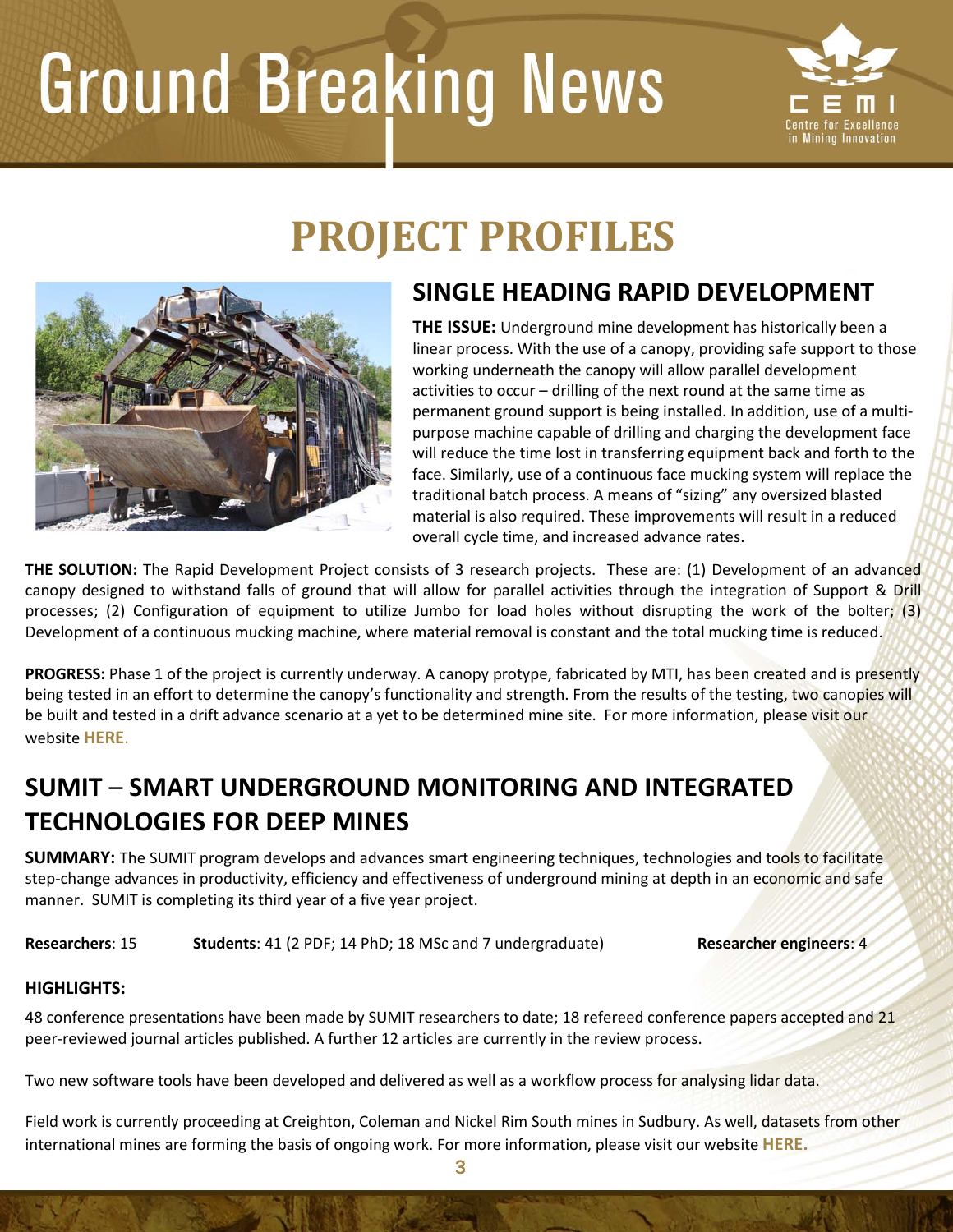# PROJECT PROFILES

## SINGLE HEADING RAPID DEVELOPMENT

**THE ISSUE:** Underground mine development has historically been a linear process. With the use of a canopy, providing safe support to those working underneath the canopy will allow parallel development activities to occur – drilling of the next round at the same time as permanent ground support is being installed. In addition, use of a multi-purpose machine capable of drilling and charging the development face will reduce the time lost in transferring equipment back and forth to the face. Similarly, use of a continuous face mucking system will replace the traditional batch process. A means of "sizing" any oversized blasted material is also required. These improvements will result in a reduced overall cycle time, and increased advance rates.

**THE SOLUTION:** The Rapid Development Project consists of 3 research projects. These are: (1) Development of an advanced canopy designed to withstand falls of ground that will allow for parallel activities through the integration of Support & Drill processes; (2) Configuration of equipment to utilize Jumbo for load holes without disrupting the work of the bolter; (3) Development of a continuous mucking machine, where material removal is constant and the total mucking time is reduced.

**PROGRESS:** Phase 1 of the project is currently underway. A canopy protype, fabricated by MTI, has been created and is presently being tested in an effort to determine the canopy's functionality and strength. From the results of the testing, two canopies will be built and tested in a drift advance scenario at a yet to be determined mine site. For more information, please visit our website **HERE**.

## SUMIT – SMART UNDERGROUND MONITORING AND INTEGRATED TECHNOLOGIES FOR DEEP MINES

**SUMMARY:** The SUMIT program develops and advances smart engineering techniques, technologies and tools to facilitate step-change advances in productivity, efficiency and effectiveness of underground mining at depth in an economic and safe manner. SUMIT is completing its third year of a five year project.

**Researchers**: 15 **Students**: 41 (2 PDF; 14 PhD; 18 MSc and 7 undergraduate) **Researcher engineers**: 4

**HIGHLIGHTS:**

48 conference presentations have been made by SUMIT researchers to date; 18 refereed conference papers accepted and 21 peer-reviewed journal articles published. A further 12 articles are currently in the review process.

Two new software tools have been developed and delivered as well as a workflow process for analysing lidar data.

Field work is currently proceeding at Creighton, Coleman and Nickel Rim South mines in Sudbury. As well, datasets from other international mines are forming the basis of ongoing work. For more information, please visit our website **HERE.**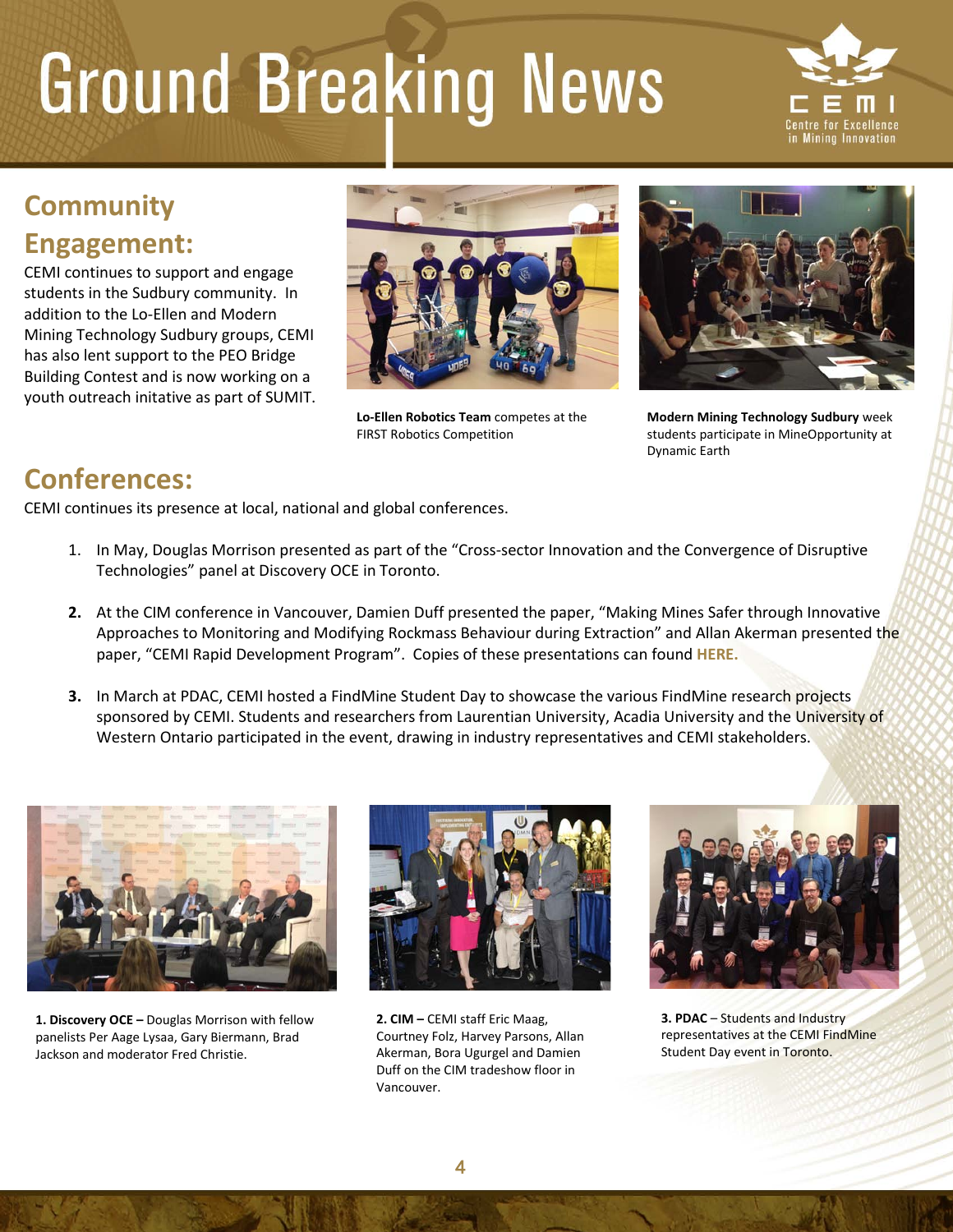# Ground Breaking News

## Community Engagement:

CEMI continues to support and engage students in the Sudbury community. In addition to the Lo-Ellen and Modern Mining Technology Sudbury groups, CEMI has also lent support to the PEO Bridge Building Contest and is now working on a youth outreach initative as part of SUMIT.

**Lo-Ellen Robotics Team** competes at the FIRST Robotics Competition

**Modern Mining Technology Sudbury** week students participate in MineOpportunity at Dynamic Earth

## Conferences:

CEMI continues its presence at local, national and global conferences.

1. In May, Douglas Morrison presented as part of the "Cross-sector Innovation and the Convergence of Disruptive Technologies" panel at Discovery OCE in Toronto.
2. At the CIM conference in Vancouver, Damien Duff presented the paper, "Making Mines Safer through Innovative Approaches to Monitoring and Modifying Rockmass Behaviour during Extraction" and Allan Akerman presented the paper, "CEMI Rapid Development Program". Copies of these presentations can found **HERE.**
3. In March at PDAC, CEMI hosted a FindMine Student Day to showcase the various FindMine research projects sponsored by CEMI. Students and researchers from Laurentian University, Acadia University and the University of Western Ontario participated in the event, drawing in industry representatives and CEMI stakeholders.

**1. Discovery OCE –** Douglas Morrison with fellow panelists Per Aage Lysaa, Gary Biermann, Brad Jackson and moderator Fred Christie.

**2. CIM –** CEMI staff Eric Maag, Courtney Folz, Harvey Parsons, Allan Akerman, Bora Ugurgel and Damien Duff on the CIM tradeshow floor in Vancouver.

**3. PDAC** – Students and Industry representatives at the CEMI FindMine Student Day event in Toronto.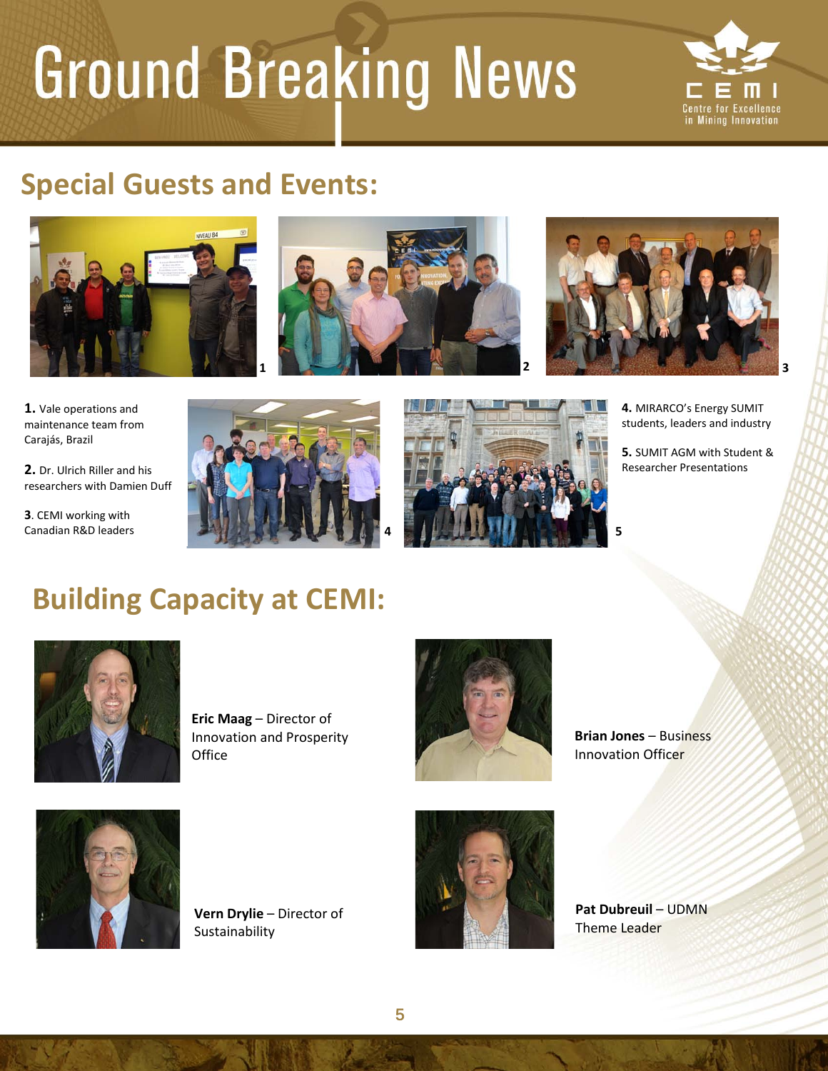# Ground Breaking News

## Special Guests and Events:

**1.** Vale operations and maintenance team from Carajás, Brazil

**2.** Dr. Ulrich Riller and his researchers with Damien Duff

**3**. CEMI working with Canadian R&D leaders

**4.** MIRARCO's Energy SUMIT students, leaders and industry

**5.** SUMIT AGM with Student & Researcher Presentations

## Building Capacity at CEMI:

**Eric Maag** – Director of Innovation and Prosperity Office

**Brian Jones** – Business Innovation Officer

**Vern Drylie** – Director of Sustainability

**Pat Dubreuil** – UDMN Theme Leader